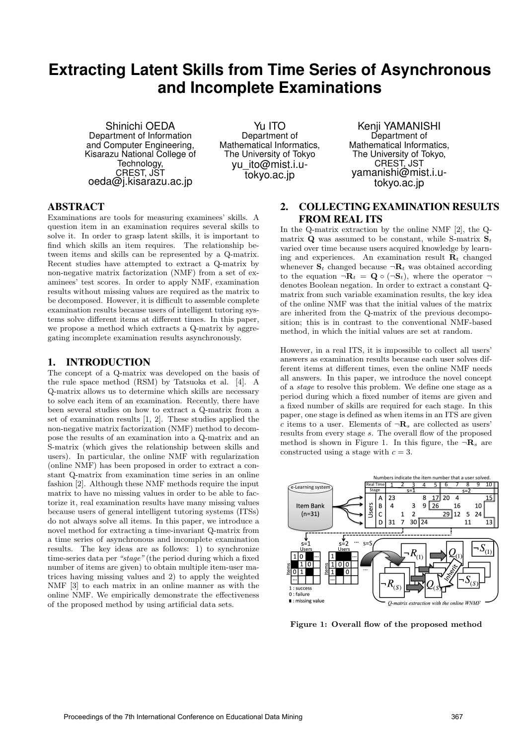# Extracting Latent Skills from Time Series of Asynchronous and Incomplete Examinations

Shinichi OEDA
Department of Information and Computer Engineering, Kisarazu National College of Technology, CREST, JST
oeda@j.kisarazu.ac.jp

Yu ITO
Department of Mathematical Informatics, The University of Tokyo
yu_ito@mist.i.u-tokyo.ac.jp

Kenji YAMANISHI
Department of Mathematical Informatics, The University of Tokyo, CREST, JST
yamanishi@mist.i.u-tokyo.ac.jp

## ABSTRACT

Examinations are tools for measuring examinees' skills. A question item in an examination requires several skills to solve it. In order to grasp latent skills, it is important to find which skills an item requires. The relationship between items and skills can be represented by a Q-matrix. Recent studies have attempted to extract a Q-matrix by non-negative matrix factorization (NMF) from a set of examinees' test scores. In order to apply NMF, examination results without missing values are required as the matrix to be decomposed. However, it is difficult to assemble complete examination results because users of intelligent tutoring systems solve different items at different times. In this paper, we propose a method which extracts a Q-matrix by aggregating incomplete examination results asynchronously.

## 1. INTRODUCTION

The concept of a Q-matrix was developed on the basis of the rule space method (RSM) by Tatsuoka et al. [4]. A Q-matrix allows us to determine which skills are necessary to solve each item of an examination. Recently, there have been several studies on how to extract a Q-matrix from a set of examination results [1, 2]. These studies applied the non-negative matrix factorization (NMF) method to decompose the results of an examination into a Q-matrix and an S-matrix (which gives the relationship between skills and users). In particular, the online NMF with regularization (online NMF) has been proposed in order to extract a constant Q-matrix from examination time series in an online fashion [2]. Although these NMF methods require the input matrix to have no missing values in order to be able to factorize it, real examination results have many missing values because users of general intelligent tutoring systems (ITSs) do not always solve all items. In this paper, we introduce a novel method for extracting a time-invariant Q-matrix from a time series of asynchronous and incomplete examination results. The key ideas are as follows: 1) to synchronize time-series data per *"stage"* (the period during which a fixed number of items are given) to obtain multiple item-user matrices having missing values and 2) to apply the weighted NMF [3] to each matrix in an online manner as with the online NMF. We empirically demonstrate the effectiveness of the proposed method by using artificial data sets.

## 2. COLLECTING EXAMINATION RESULTS FROM REAL ITS

In the Q-matrix extraction by the online NMF [2], the Q-matrix $\mathbf{Q}$ was assumed to be constant, while S-matrix $\mathbf{S}_t$ varied over time because users acquired knowledge by learning and experiences. An examination result $\mathbf{R}_t$ changed whenever $\mathbf{S}_t$ changed because $\neg\mathbf{R}_t$ was obtained according to the equation $\neg\mathbf{R}_t = \mathbf{Q} \circ (\neg\mathbf{S}_t)$, where the operator $\neg$ denotes Boolean negation. In order to extract a constant Q-matrix from such variable examination results, the key idea of the online NMF was that the initial values of the matrix are inherited from the Q-matrix of the previous decomposition; this is in contrast to the conventional NMF-based method, in which the initial values are set at random.

However, in a real ITS, it is impossible to collect all users' answers as examination results because each user solves different items at different times, even the online NMF needs all answers. In this paper, we introduce the novel concept of a *stage* to resolve this problem. We define one stage as a period during which a fixed number of items are given and a fixed number of skills are required for each stage. In this paper, one stage is defined as when items in an ITS are given $c$ items to a user. Elements of $\neg\mathbf{R}_s$ are collected as users' results from every stage $s$. The overall flow of the proposed method is shown in Figure 1. In this figure, the $\neg\mathbf{R}_s$ are constructed using a stage with $c = 3$.

**Figure 1: Overall flow of the proposed method**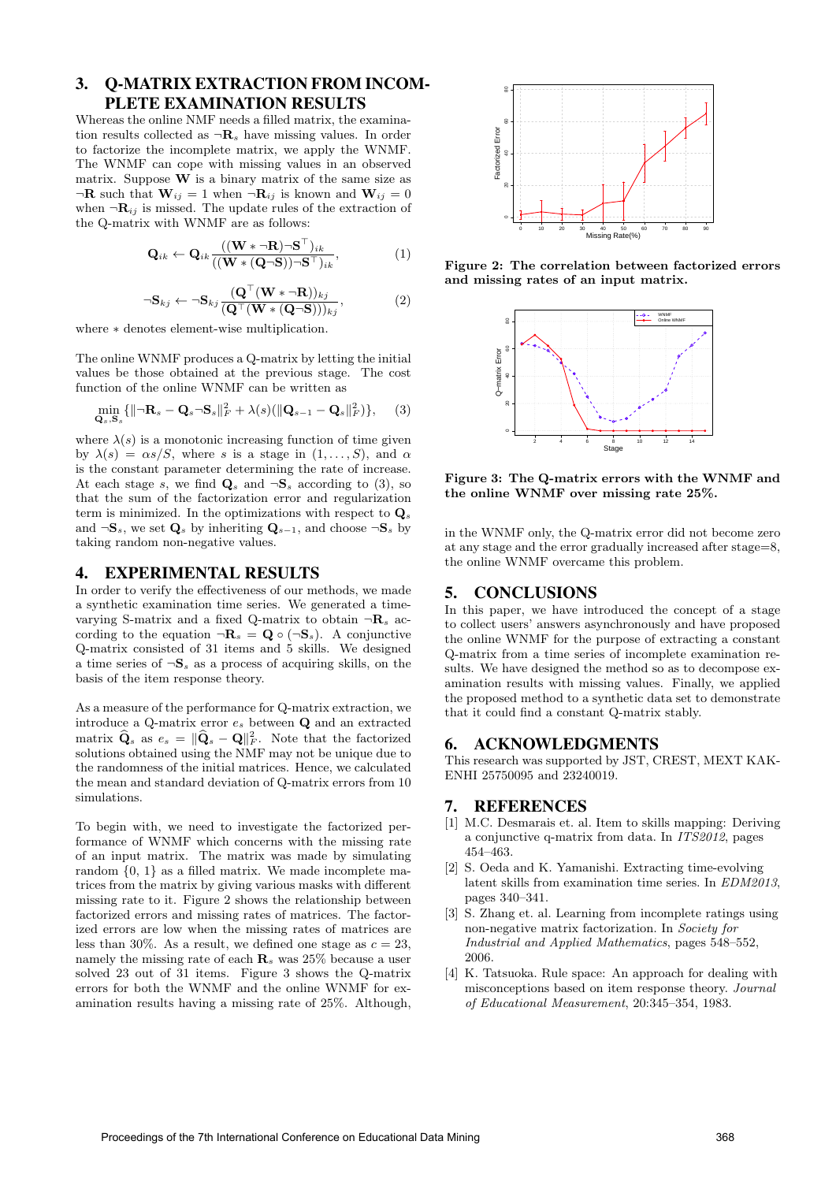## 3. Q-MATRIX EXTRACTION FROM INCOMPLETE EXAMINATION RESULTS

Whereas the online NMF needs a filled matrix, the examination results collected as $\neg\mathbf{R}_s$ have missing values. In order to factorize the incomplete matrix, we apply the WNMF. The WNMF can cope with missing values in an observed matrix. Suppose $\mathbf{W}$ is a binary matrix of the same size as $\neg\mathbf{R}$ such that $\mathbf{W}_{ij} = 1$ when $\neg\mathbf{R}_{ij}$ is known and $\mathbf{W}_{ij} = 0$ when $\neg\mathbf{R}_{ij}$ is missed. The update rules of the extraction of the Q-matrix with WNMF are as follows:

$$\mathbf{Q}_{ik} \leftarrow \mathbf{Q}_{ik} \frac{((\mathbf{W} * \neg\mathbf{R})\neg\mathbf{S}^{\top})_{ik}}{((\mathbf{W} * (\mathbf{Q}\neg\mathbf{S}))\neg\mathbf{S}^{\top})_{ik}}, \tag{1}$$

$$\neg\mathbf{S}_{kj} \leftarrow \neg\mathbf{S}_{kj} \frac{(\mathbf{Q}^{\top}(\mathbf{W} * \neg\mathbf{R}))_{kj}}{(\mathbf{Q}^{\top}(\mathbf{W} * (\mathbf{Q}\neg\mathbf{S})))_{kj}}, \tag{2}$$

where $*$ denotes element-wise multiplication.

The online WNMF produces a Q-matrix by letting the initial values be those obtained at the previous stage. The cost function of the online WNMF can be written as

$$\min_{\mathbf{Q}_s, \neg\mathbf{S}_s} \{\|\neg\mathbf{R}_s - \mathbf{Q}_s\neg\mathbf{S}_s\|_F^2 + \lambda(s)(\|\mathbf{Q}_{s-1} - \mathbf{Q}_s\|_F^2)\}, \tag{3}$$

where $\lambda(s)$ is a monotonic increasing function of time given by $\lambda(s) = \alpha s/S$, where $s$ is a stage in $(1, \ldots, S)$, and $\alpha$ is the constant parameter determining the rate of increase. At each stage $s$, we find $\mathbf{Q}_s$ and $\neg\mathbf{S}_s$ according to (3), so that the sum of the factorization error and regularization term is minimized. In the optimizations with respect to $\mathbf{Q}_s$ and $\neg\mathbf{S}_s$, we set $\mathbf{Q}_s$ by inheriting $\mathbf{Q}_{s-1}$, and choose $\neg\mathbf{S}_s$ by taking random non-negative values.

## 4. EXPERIMENTAL RESULTS

In order to verify the effectiveness of our methods, we made a synthetic examination time series. We generated a time-varying S-matrix and a fixed Q-matrix to obtain $\neg\mathbf{R}_s$ according to the equation $\neg\mathbf{R}_s = \mathbf{Q} \circ (\neg\mathbf{S}_s)$. A conjunctive Q-matrix consisted of 31 items and 5 skills. We designed a time series of $\neg\mathbf{S}_s$ as a process of acquiring skills, on the basis of the item response theory.

As a measure of the performance for Q-matrix extraction, we introduce a Q-matrix error $e_s$ between $\mathbf{Q}$ and an extracted matrix $\widehat{\mathbf{Q}}_s$ as $e_s = \|\widehat{\mathbf{Q}}_s - \mathbf{Q}\|_F^2$. Note that the factorized solutions obtained using the NMF may not be unique due to the randomness of the initial matrices. Hence, we calculated the mean and standard deviation of Q-matrix errors from 10 simulations.

To begin with, we need to investigate the factorized performance of WNMF which concerns with the missing rate of an input matrix. The matrix was made by simulating random $\{0, 1\}$ as a filled matrix. We made incomplete matrices from the matrix by giving various masks with different missing rate to it. Figure 2 shows the relationship between factorized errors and missing rates of matrices. The factorized errors are low when the missing rates of matrices are less than 30%. As a result, we defined one stage as $c = 23$, namely the missing rate of each $\mathbf{R}_s$ was 25% because a user solved 23 out of 31 items. Figure 3 shows the Q-matrix errors for both the WNMF and the online WNMF for examination results having a missing rate of 25%. Although, in the WNMF only, the Q-matrix error did not become zero at any stage and the error gradually increased after stage=8, the online WNMF overcame this problem.

Factorized Error
0
20
40
60
80
0 10 20 30 40 50 60 70 80 90
Missing Rate(%)

**Figure 2: The correlation between factorized errors and missing rates of an input matrix.**

WNMF
Online WNMF
Q-matrix Error
0
20
40
60
80
2 4 6 8 10 12 14
Stage

**Figure 3: The Q-matrix errors with the WNMF and the online WNMF over missing rate 25%.**

## 5. CONCLUSIONS

In this paper, we have introduced the concept of a stage to collect users' answers asynchronously and have proposed the online WNMF for the purpose of extracting a constant Q-matrix from a time series of incomplete examination results. We have designed the method so as to decompose examination results with missing values. Finally, we applied the proposed method to a synthetic data set to demonstrate that it could find a constant Q-matrix stably.

## 6. ACKNOWLEDGMENTS

This research was supported by JST, CREST, MEXT KAKENHI 25750095 and 23240019.

## 7. REFERENCES

[1] M.C. Desmarais et. al. Item to skills mapping: Deriving a conjunctive q-matrix from data. In *ITS2012*, pages 454–463.

[2] S. Oeda and K. Yamanishi. Extracting time-evolving latent skills from examination time series. In *EDM2013*, pages 340–341.

[3] S. Zhang et. al. Learning from incomplete ratings using non-negative matrix factorization. In *Society for Industrial and Applied Mathematics*, pages 548–552, 2006.

[4] K. Tatsuoka. Rule space: An approach for dealing with misconceptions based on item response theory. *Journal of Educational Measurement*, 20:345–354, 1983.